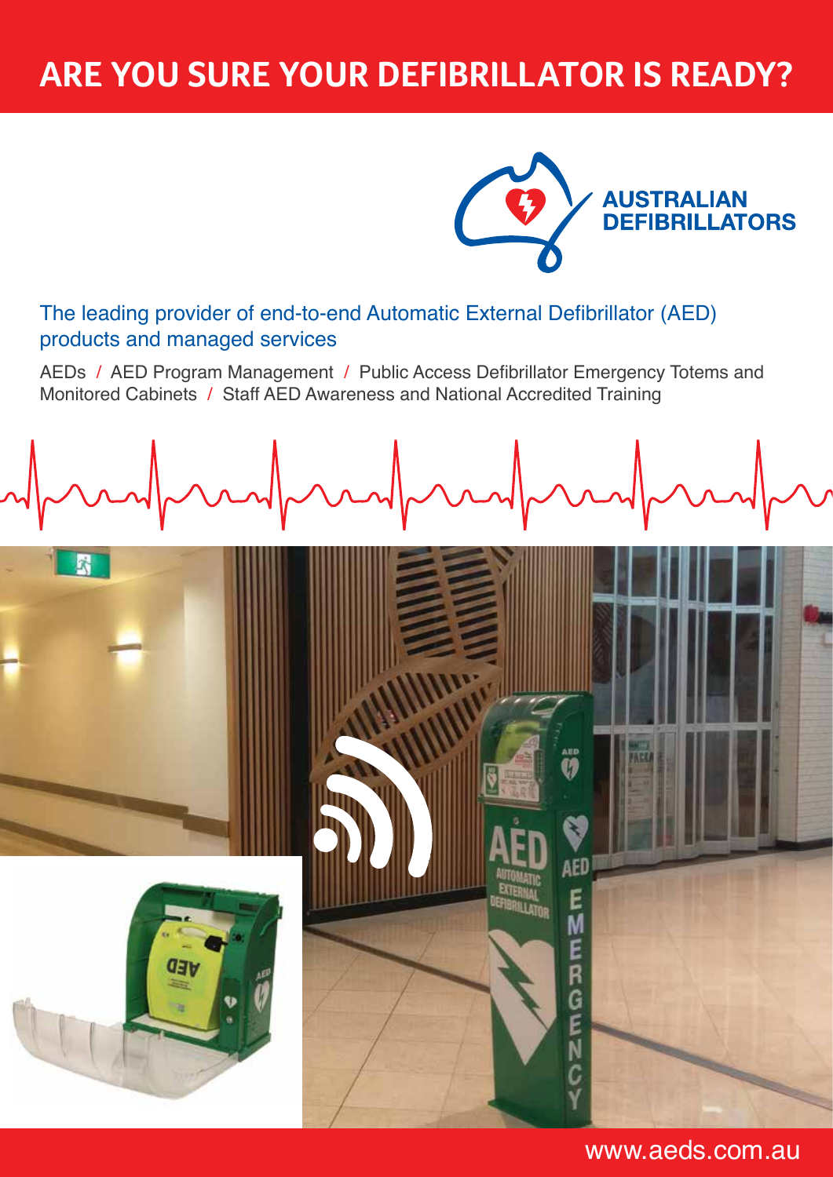# ARE YOU SURE YOUR DEFIBRILLATOR IS READY?

**AUSTRALIAN DEFIBRILLATORS**

The leading provider of end-to-end Automatic External Defibrillator (AED) products and managed services

AEDs / AED Program Management / Public Access Defibrillator Emergency Totems and Monitored Cabinets / Staff AED Awareness and National Accredited Training

www.aeds.com.au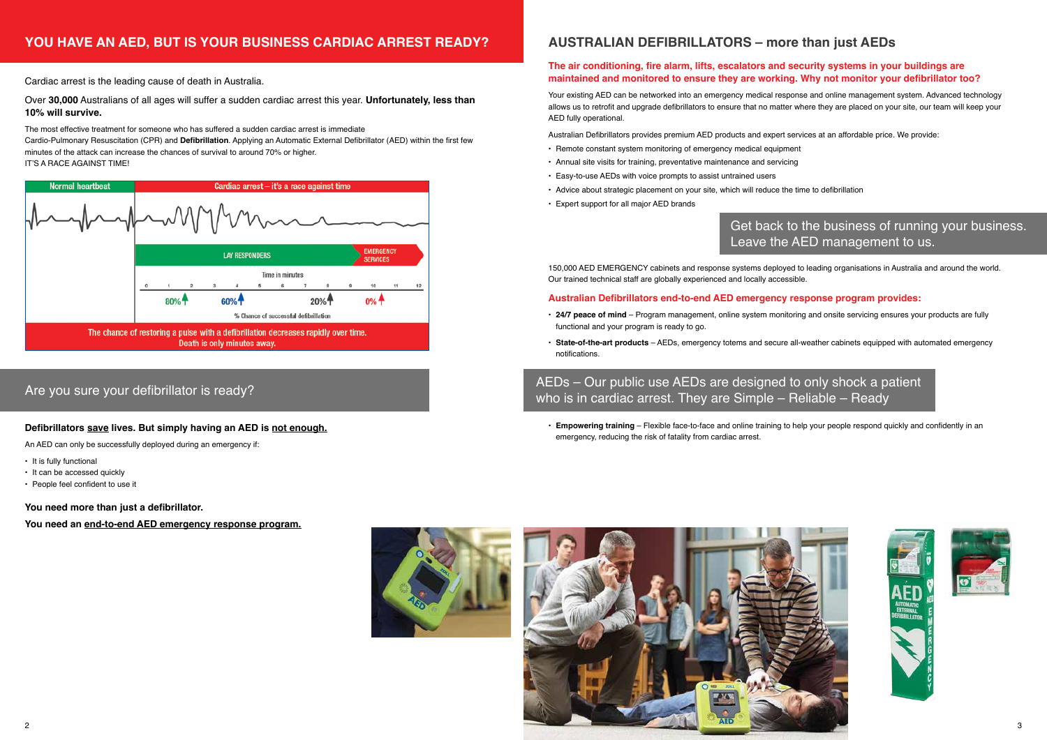## YOU HAVE AN AED, BUT IS YOUR BUSINESS CARDIAC ARREST READY?

Cardiac arrest is the leading cause of death in Australia.

Over **30,000** Australians of all ages will suffer a sudden cardiac arrest this year. **Unfortunately, less than 10% will survive.**

The most effective treatment for someone who has suffered a sudden cardiac arrest is immediate Cardio-Pulmonary Resuscitation (CPR) and **Defibrillation**. Applying an Automatic External Defibrillator (AED) within the first few minutes of the attack can increase the chances of survival to around 70% or higher.
IT'S A RACE AGAINST TIME!

Normal heartbeat | Cardiac arrest – it's a race against time

LAY RESPONDERS | EMERGENCY SERVICES

Time in minutes: 0 1 2 3 4 5 6 7 8 9 10 11 12

80% 60% 20% 0%

% Chance of successful defibrillation

The chance of restoring a pulse with a defibrillation decreases rapidly over time.
Death is only minutes away.

### Are you sure your defibrillator is ready?

**Defibrillators save lives. But simply having an AED is not enough.**

An AED can only be successfully deployed during an emergency if:

- It is fully functional
- It can be accessed quickly
- People feel confident to use it

**You need more than just a defibrillator.**

**You need an end-to-end AED emergency response program.**

## AUSTRALIAN DEFIBRILLATORS – more than just AEDs

**The air conditioning, fire alarm, lifts, escalators and security systems in your buildings are maintained and monitored to ensure they are working. Why not monitor your defibrillator too?**

Your existing AED can be networked into an emergency medical response and online management system. Advanced technology allows us to retrofit and upgrade defibrillators to ensure that no matter where they are placed on your site, our team will keep your AED fully operational.

Australian Defibrillators provides premium AED products and expert services at an affordable price. We provide:

- Remote constant system monitoring of emergency medical equipment
- Annual site visits for training, preventative maintenance and servicing
- Easy-to-use AEDs with voice prompts to assist untrained users
- Advice about strategic placement on your site, which will reduce the time to defibrillation
- Expert support for all major AED brands

Get back to the business of running your business. Leave the AED management to us.

150,000 AED EMERGENCY cabinets and response systems deployed to leading organisations in Australia and around the world. Our trained technical staff are globally experienced and locally accessible.

**Australian Defibrillators end-to-end AED emergency response program provides:**

- **24/7 peace of mind** – Program management, online system monitoring and onsite servicing ensures your products are fully functional and your program is ready to go.
- **State-of-the-art products** – AEDs, emergency totems and secure all-weather cabinets equipped with automated emergency notifications.

AEDs – Our public use AEDs are designed to only shock a patient who is in cardiac arrest. They are Simple – Reliable – Ready

- **Empowering training** – Flexible face-to-face and online training to help your people respond quickly and confidently in an emergency, reducing the risk of fatality from cardiac arrest.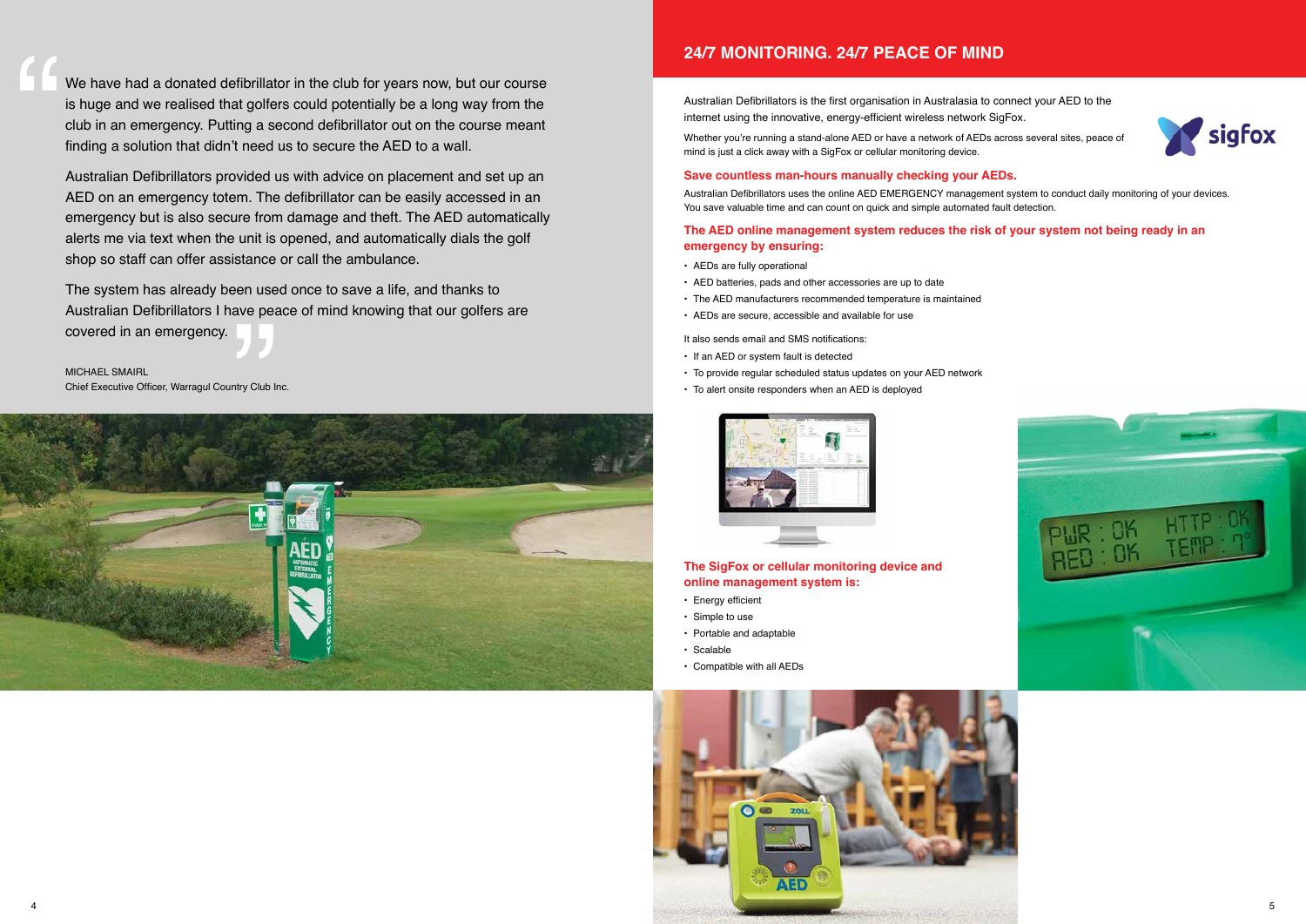> We have had a donated defibrillator in the club for years now, but our course is huge and we realised that golfers could potentially be a long way from the club in an emergency. Putting a second defibrillator out on the course meant finding a solution that didn't need us to secure the AED to a wall.
>
> Australian Defibrillators provided us with advice on placement and set up an AED on an emergency totem. The defibrillator can be easily accessed in an emergency but is also secure from damage and theft. The AED automatically alerts me via text when the unit is opened, and automatically dials the golf shop so staff can offer assistance or call the ambulance.
>
> The system has already been used once to save a life, and thanks to Australian Defibrillators I have peace of mind knowing that our golfers are covered in an emergency.

MICHAEL SMAIRL
Chief Executive Officer, Warragul Country Club Inc.

## 24/7 MONITORING. 24/7 PEACE OF MIND

Australian Defibrillators is the first organisation in Australasia to connect your AED to the internet using the innovative, energy-efficient wireless network SigFox.

Whether you're running a stand-alone AED or have a network of AEDs across several sites, peace of mind is just a click away with a SigFox or cellular monitoring device.

### Save countless man-hours manually checking your AEDs.

Australian Defibrillators uses the online AED EMERGENCY management system to conduct daily monitoring of your devices. You save valuable time and can count on quick and simple automated fault detection.

### The AED online management system reduces the risk of your system not being ready in an emergency by ensuring:

- AEDs are fully operational
- AED batteries, pads and other accessories are up to date
- The AED manufacturers recommended temperature is maintained
- AEDs are secure, accessible and available for use

It also sends email and SMS notifications:

- If an AED or system fault is detected
- To provide regular scheduled status updates on your AED network
- To alert onsite responders when an AED is deployed

### The SigFox or cellular monitoring device and online management system is:

- Energy efficient
- Simple to use
- Portable and adaptable
- Scalable
- Compatible with all AEDs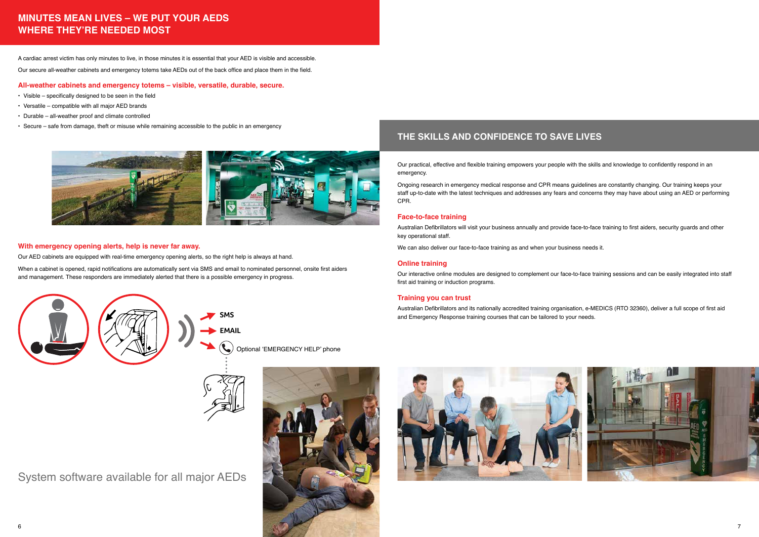## MINUTES MEAN LIVES – WE PUT YOUR AEDS WHERE THEY'RE NEEDED MOST

A cardiac arrest victim has only minutes to live, in those minutes it is essential that your AED is visible and accessible.

Our secure all-weather cabinets and emergency totems take AEDs out of the back office and place them in the field.

### All-weather cabinets and emergency totems – visible, versatile, durable, secure.

- Visible – specifically designed to be seen in the field
- Versatile – compatible with all major AED brands
- Durable – all-weather proof and climate controlled
- Secure – safe from damage, theft or misuse while remaining accessible to the public in an emergency

### With emergency opening alerts, help is never far away.

Our AED cabinets are equipped with real-time emergency opening alerts, so the right help is always at hand.

When a cabinet is opened, rapid notifications are automatically sent via SMS and email to nominated personnel, onsite first aiders and management. These responders are immediately alerted that there is a possible emergency in progress.

SMS

EMAIL

Optional 'EMERGENCY HELP' phone

System software available for all major AEDs

## THE SKILLS AND CONFIDENCE TO SAVE LIVES

Our practical, effective and flexible training empowers your people with the skills and knowledge to confidently respond in an emergency.

Ongoing research in emergency medical response and CPR means guidelines are constantly changing. Our training keeps your staff up-to-date with the latest techniques and addresses any fears and concerns they may have about using an AED or performing CPR.

### Face-to-face training

Australian Defibrillators will visit your business annually and provide face-to-face training to first aiders, security guards and other key operational staff.

We can also deliver our face-to-face training as and when your business needs it.

### Online training

Our interactive online modules are designed to complement our face-to-face training sessions and can be easily integrated into staff first aid training or induction programs.

### Training you can trust

Australian Defibrillators and its nationally accredited training organisation, e-MEDICS (RTO 32360), deliver a full scope of first aid and Emergency Response training courses that can be tailored to your needs.